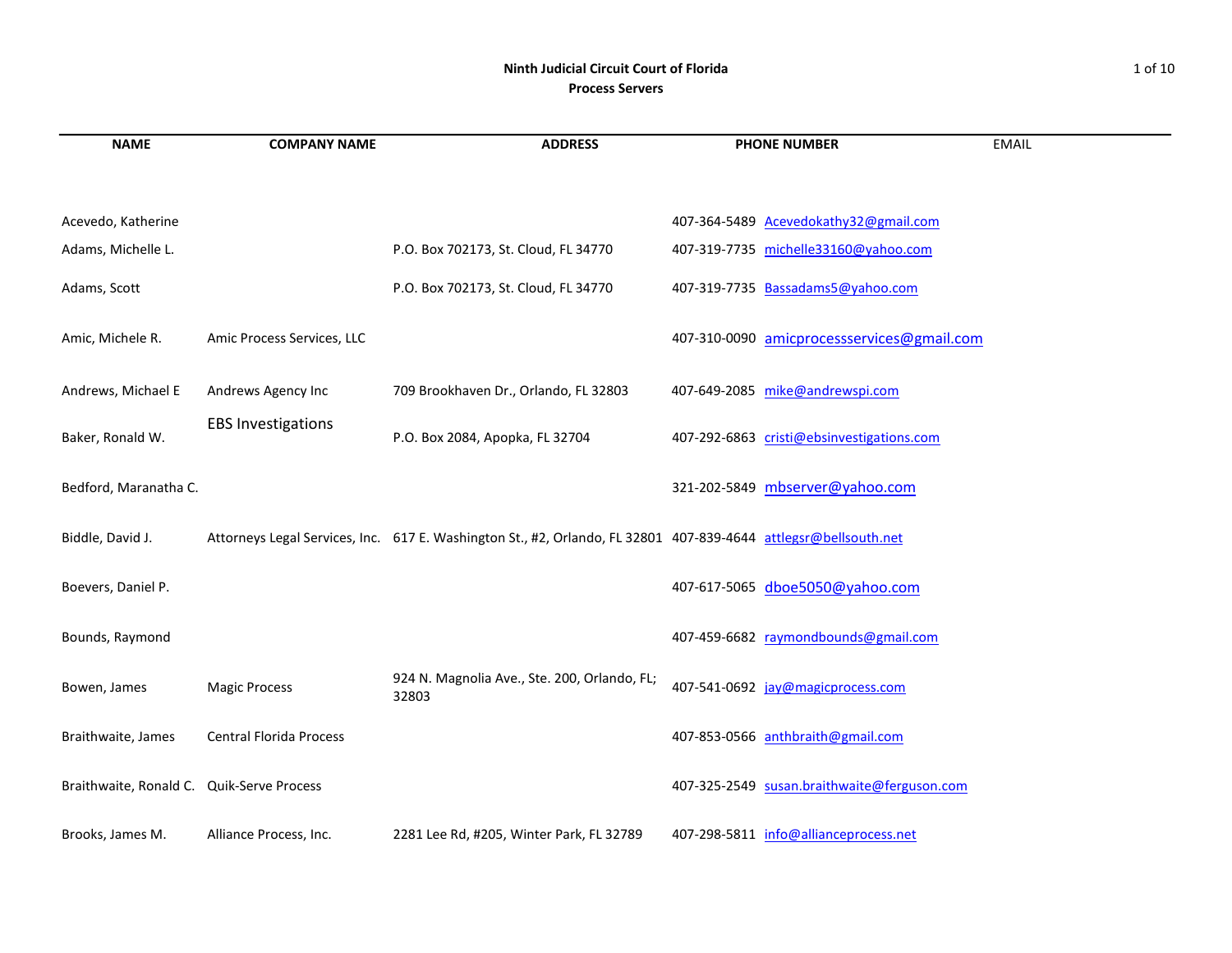**Ninth Judicial Circuit Court of Florida**
**Process Servers**

| NAME | COMPANY NAME | ADDRESS | PHONE NUMBER | EMAIL |
|---|---|---|---|---|
| Acevedo, Katherine | | | 407-364-5489 | Acevedokathy32@gmail.com |
| Adams, Michelle L. | | P.O. Box 702173, St. Cloud, FL 34770 | 407-319-7735 | michelle33160@yahoo.com |
| Adams, Scott | | P.O. Box 702173, St. Cloud, FL 34770 | 407-319-7735 | Bassadams5@yahoo.com |
| Amic, Michele R. | Amic Process Services, LLC | | 407-310-0090 | amicprocessservices@gmail.com |
| Andrews, Michael E | Andrews Agency Inc | 709 Brookhaven Dr., Orlando, FL 32803 | 407-649-2085 | mike@andrewspi.com |
| Baker, Ronald W. | EBS Investigations | P.O. Box 2084, Apopka, FL 32704 | 407-292-6863 | cristi@ebsinvestigations.com |
| Bedford, Maranatha C. | | | 321-202-5849 | mbserver@yahoo.com |
| Biddle, David J. | Attorneys Legal Services, Inc. | 617 E. Washington St., #2, Orlando, FL 32801 | 407-839-4644 | attlegsr@bellsouth.net |
| Boevers, Daniel P. | | | 407-617-5065 | dboe5050@yahoo.com |
| Bounds, Raymond | | | 407-459-6682 | raymondbounds@gmail.com |
| Bowen, James | Magic Process | 924 N. Magnolia Ave., Ste. 200, Orlando, FL; 32803 | 407-541-0692 | jay@magicprocess.com |
| Braithwaite, James | Central Florida Process | | 407-853-0566 | anthbraith@gmail.com |
| Braithwaite, Ronald C. | Quik-Serve Process | | 407-325-2549 | susan.braithwaite@ferguson.com |
| Brooks, James M. | Alliance Process, Inc. | 2281 Lee Rd, #205, Winter Park, FL 32789 | 407-298-5811 | info@allianceprocess.net |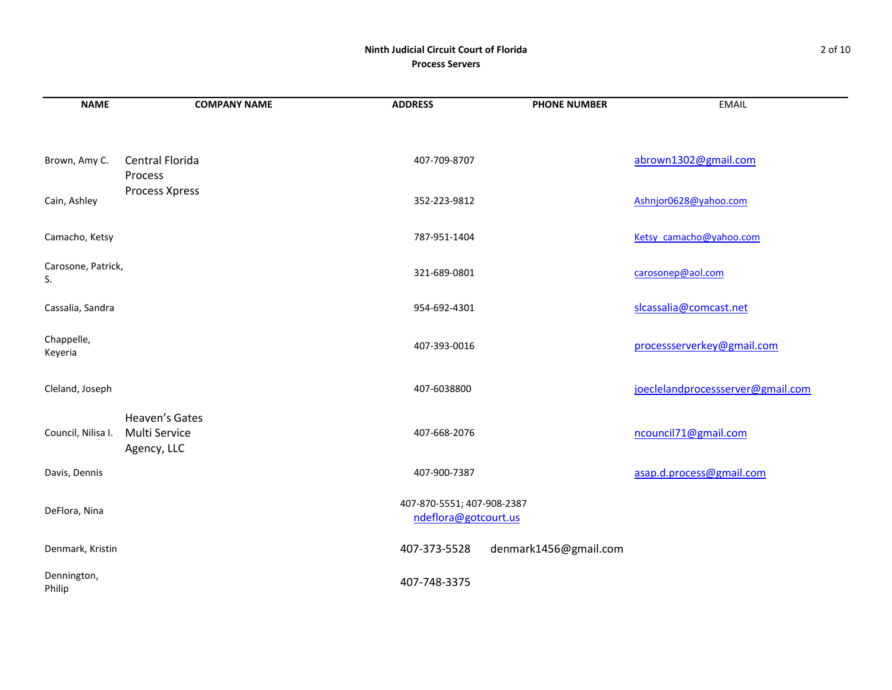| NAME | COMPANY NAME | ADDRESS | PHONE NUMBER | EMAIL |
|---|---|---|---|---|
| Brown, Amy C. | Central Florida Process | 407-709-8707 | | abrown1302@gmail.com |
| Cain, Ashley | Process Xpress | 352-223-9812 | | Ashnjor0628@yahoo.com |
| Camacho, Ketsy | | 787-951-1404 | | Ketsy_camacho@yahoo.com |
| Carosone, Patrick, S. | | 321-689-0801 | | carosonep@aol.com |
| Cassalia, Sandra | | 954-692-4301 | | slcassalia@comcast.net |
| Chappelle, Keyeria | | 407-393-0016 | | processserverkey@gmail.com |
| Cleland, Joseph | | 407-6038800 | | joeclelandprocessserver@gmail.com |
| Council, Nilisa I. | Heaven's Gates Multi Service Agency, LLC | 407-668-2076 | | ncouncil71@gmail.com |
| Davis, Dennis | | 407-900-7387 | | asap.d.process@gmail.com |
| DeFlora, Nina | | 407-870-5551; 407-908-2387 ndeflora@gotcourt.us | | |
| Denmark, Kristin | | 407-373-5528 | denmark1456@gmail.com | |
| Dennington, Philip | | 407-748-3375 | | |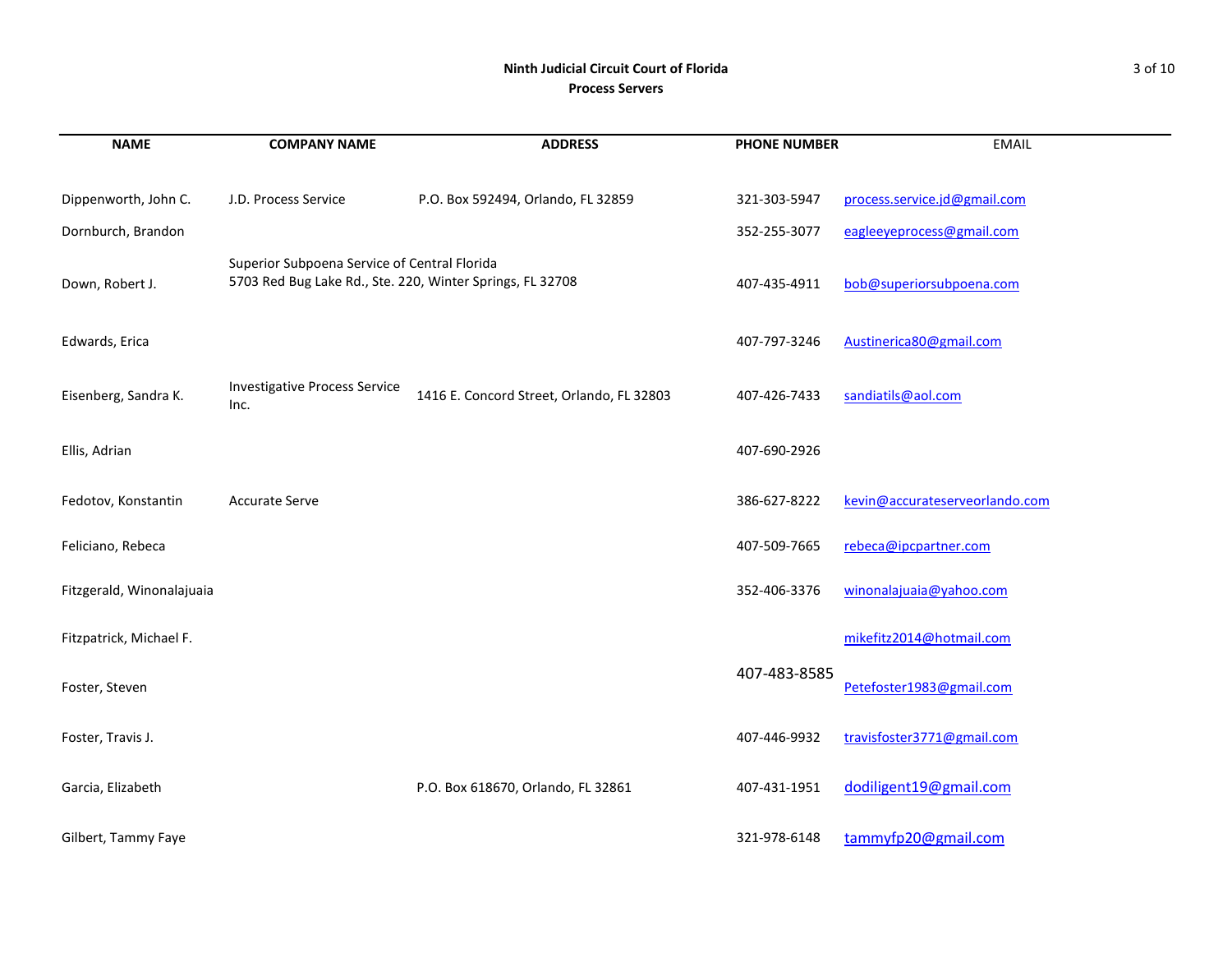**Ninth Judicial Circuit Court of Florida**
**Process Servers**

| NAME | COMPANY NAME | ADDRESS | PHONE NUMBER | EMAIL |
|---|---|---|---|---|
| Dippenworth, John C. | J.D. Process Service | P.O. Box 592494, Orlando, FL 32859 | 321-303-5947 | process.service.jd@gmail.com |
| Dornburch, Brandon | | | 352-255-3077 | eagleeyeprocess@gmail.com |
| Down, Robert J. | Superior Subpoena Service of Central Florida | 5703 Red Bug Lake Rd., Ste. 220, Winter Springs, FL 32708 | 407-435-4911 | bob@superiorsubpoena.com |
| Edwards, Erica | | | 407-797-3246 | Austinerica80@gmail.com |
| Eisenberg, Sandra K. | Investigative Process Service Inc. | 1416 E. Concord Street, Orlando, FL 32803 | 407-426-7433 | sandiatils@aol.com |
| Ellis, Adrian | | | 407-690-2926 | |
| Fedotov, Konstantin | Accurate Serve | | 386-627-8222 | kevin@accurateserveorlando.com |
| Feliciano, Rebeca | | | 407-509-7665 | rebeca@ipcpartner.com |
| Fitzgerald, Winonalajuaia | | | 352-406-3376 | winonalajuaia@yahoo.com |
| Fitzpatrick, Michael F. | | | | mikefitz2014@hotmail.com |
| Foster, Steven | | | 407-483-8585 | Petefoster1983@gmail.com |
| Foster, Travis J. | | | 407-446-9932 | travisfoster3771@gmail.com |
| Garcia, Elizabeth | | P.O. Box 618670, Orlando, FL 32861 | 407-431-1951 | dodiligent19@gmail.com |
| Gilbert, Tammy Faye | | | 321-978-6148 | tammyfp20@gmail.com |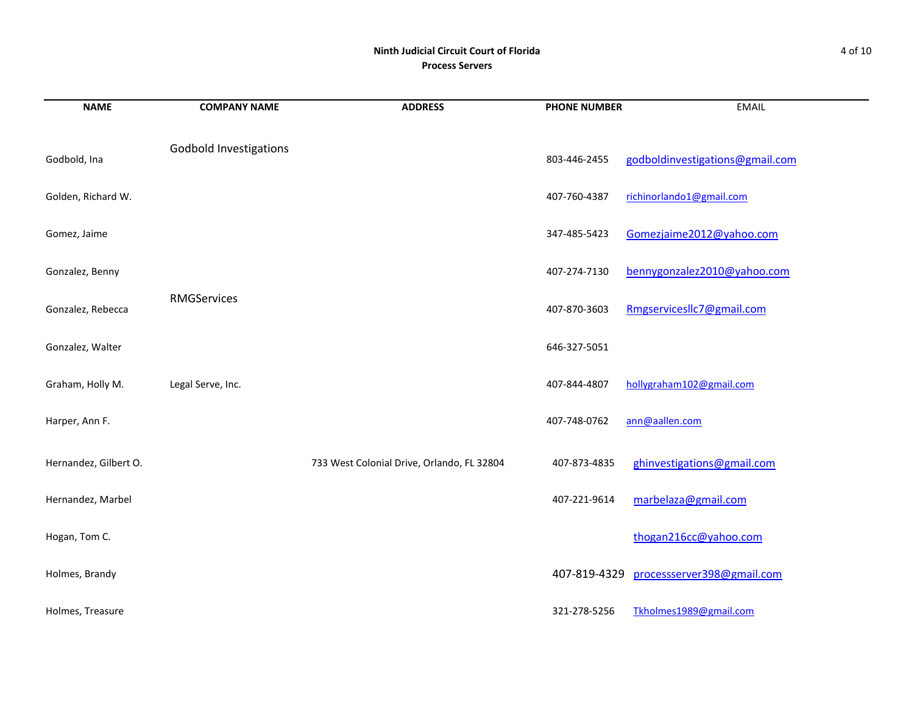**Ninth Judicial Circuit Court of Florida**
**Process Servers**

| NAME | COMPANY NAME | ADDRESS | PHONE NUMBER | EMAIL |
|---|---|---|---|---|
| Godbold, Ina | Godbold Investigations | | 803-446-2455 | godboldinvestigations@gmail.com |
| Golden, Richard W. | | | 407-760-4387 | richinorlando1@gmail.com |
| Gomez, Jaime | | | 347-485-5423 | Gomezjaime2012@yahoo.com |
| Gonzalez, Benny | | | 407-274-7130 | bennygonzalez2010@yahoo.com |
| Gonzalez, Rebecca | RMGServices | | 407-870-3603 | Rmgservicesllc7@gmail.com |
| Gonzalez, Walter | | | 646-327-5051 | |
| Graham, Holly M. | Legal Serve, Inc. | | 407-844-4807 | hollygraham102@gmail.com |
| Harper, Ann F. | | | 407-748-0762 | ann@aallen.com |
| Hernandez, Gilbert O. | | 733 West Colonial Drive, Orlando, FL 32804 | 407-873-4835 | ghinvestigations@gmail.com |
| Hernandez, Marbel | | | 407-221-9614 | marbelaza@gmail.com |
| Hogan, Tom C. | | | | thogan216cc@yahoo.com |
| Holmes, Brandy | | | 407-819-4329 | processserver398@gmail.com |
| Holmes, Treasure | | | 321-278-5256 | Tkholmes1989@gmail.com |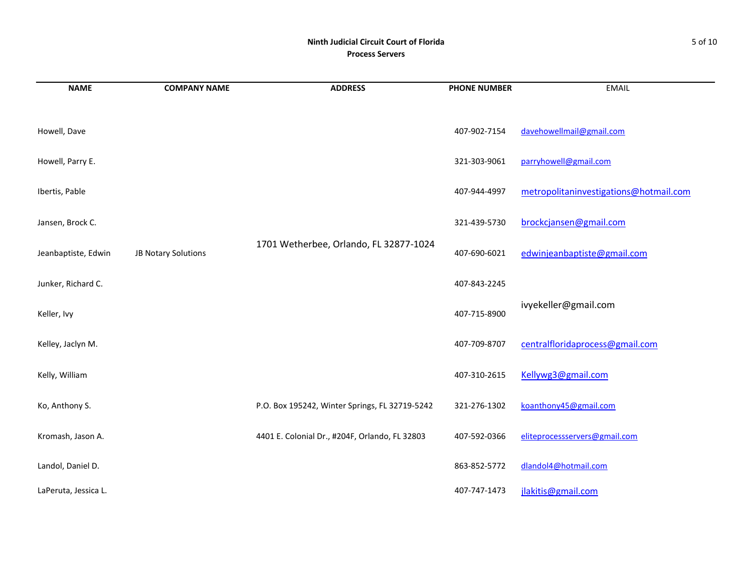**Ninth Judicial Circuit Court of Florida**
**Process Servers**

| NAME | COMPANY NAME | ADDRESS | PHONE NUMBER | EMAIL |
|---|---|---|---|---|
| Howell, Dave | | | 407-902-7154 | davehowellmail@gmail.com |
| Howell, Parry E. | | | 321-303-9061 | parryhowell@gmail.com |
| Ibertis, Pable | | | 407-944-4997 | metropolitaninvestigations@hotmail.com |
| Jansen, Brock C. | | | 321-439-5730 | brockcjansen@gmail.com |
| Jeanbaptiste, Edwin | JB Notary Solutions | 1701 Wetherbee, Orlando, FL 32877-1024 | 407-690-6021 | edwinjeanbaptiste@gmail.com |
| Junker, Richard C. | | | 407-843-2245 | |
| Keller, Ivy | | | 407-715-8900 | ivyekeller@gmail.com |
| Kelley, Jaclyn M. | | | 407-709-8707 | centralfloridaprocess@gmail.com |
| Kelly, William | | | 407-310-2615 | Kellywg3@gmail.com |
| Ko, Anthony S. | | P.O. Box 195242, Winter Springs, FL 32719-5242 | 321-276-1302 | koanthony45@gmail.com |
| Kromash, Jason A. | | 4401 E. Colonial Dr., #204F, Orlando, FL 32803 | 407-592-0366 | eliteprocessservers@gmail.com |
| Landol, Daniel D. | | | 863-852-5772 | dlandol4@hotmail.com |
| LaPeruta, Jessica L. | | | 407-747-1473 | jlakitis@gmail.com |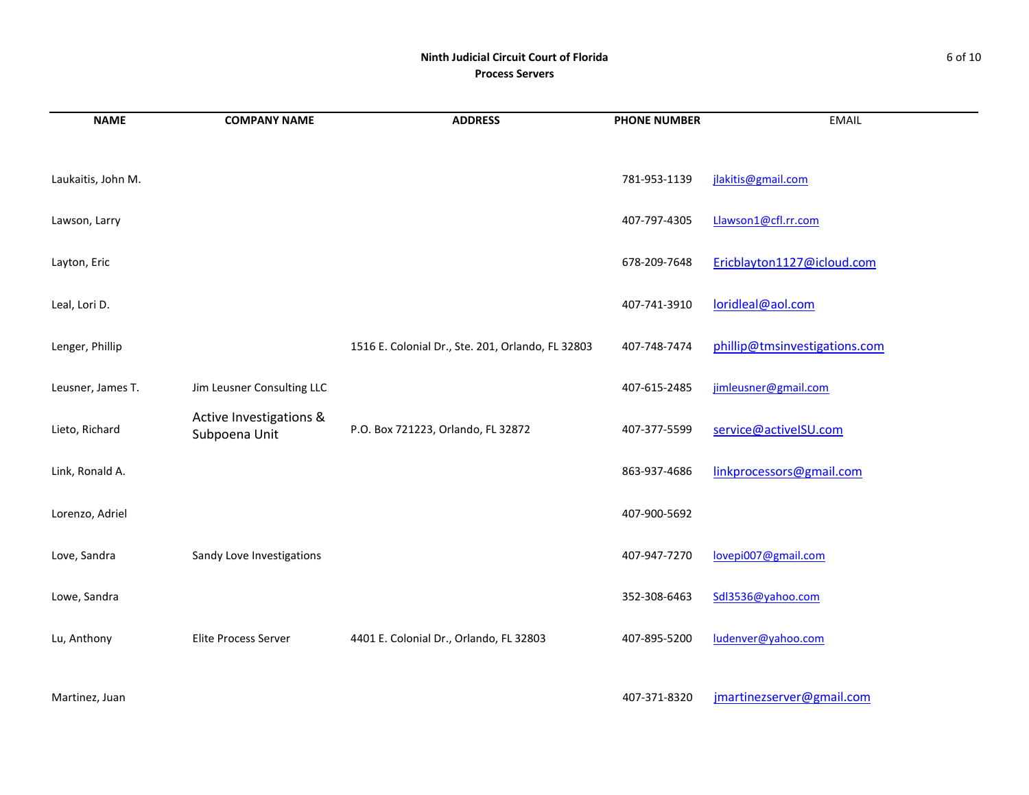**Ninth Judicial Circuit Court of Florida**
**Process Servers**

| NAME | COMPANY NAME | ADDRESS | PHONE NUMBER | EMAIL |
|---|---|---|---|---|
| Laukaitis, John M. | | | 781-953-1139 | jlakitis@gmail.com |
| Lawson, Larry | | | 407-797-4305 | Llawson1@cfl.rr.com |
| Layton, Eric | | | 678-209-7648 | Ericblayton1127@icloud.com |
| Leal, Lori D. | | | 407-741-3910 | loridleal@aol.com |
| Lenger, Phillip | | 1516 E. Colonial Dr., Ste. 201, Orlando, FL 32803 | 407-748-7474 | phillip@tmsinvestigations.com |
| Leusner, James T. | Jim Leusner Consulting LLC | | 407-615-2485 | jimleusner@gmail.com |
| Lieto, Richard | Active Investigations & Subpoena Unit | P.O. Box 721223, Orlando, FL 32872 | 407-377-5599 | service@activeISU.com |
| Link, Ronald A. | | | 863-937-4686 | linkprocessors@gmail.com |
| Lorenzo, Adriel | | | 407-900-5692 | |
| Love, Sandra | Sandy Love Investigations | | 407-947-7270 | lovepi007@gmail.com |
| Lowe, Sandra | | | 352-308-6463 | Sdl3536@yahoo.com |
| Lu, Anthony | Elite Process Server | 4401 E. Colonial Dr., Orlando, FL 32803 | 407-895-5200 | ludenver@yahoo.com |
| Martinez, Juan | | | 407-371-8320 | jmartinezserver@gmail.com |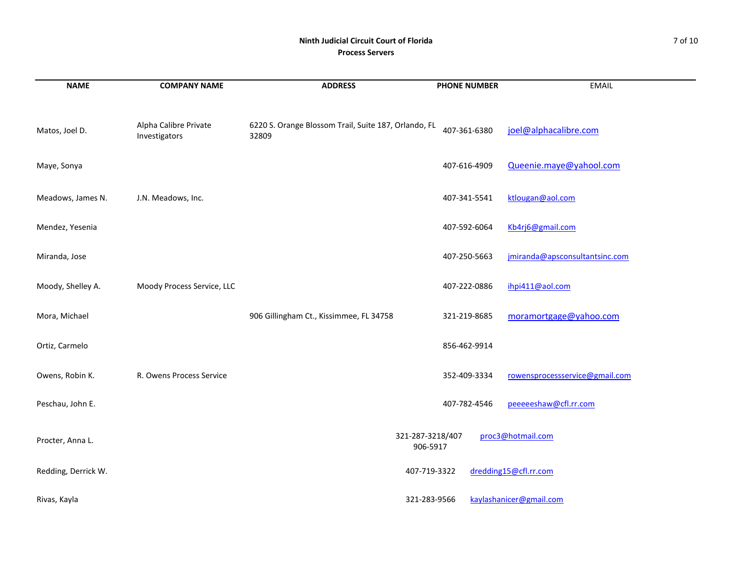**Ninth Judicial Circuit Court of Florida**
**Process Servers**

| NAME | COMPANY NAME | ADDRESS | PHONE NUMBER | EMAIL |
|---|---|---|---|---|
| Matos, Joel D. | Alpha Calibre Private Investigators | 6220 S. Orange Blossom Trail, Suite 187, Orlando, FL 32809 | 407-361-6380 | joel@alphacalibre.com |
| Maye, Sonya | | | 407-616-4909 | Queenie.maye@yahool.com |
| Meadows, James N. | J.N. Meadows, Inc. | | 407-341-5541 | ktlougan@aol.com |
| Mendez, Yesenia | | | 407-592-6064 | Kb4rj6@gmail.com |
| Miranda, Jose | | | 407-250-5663 | jmiranda@apsconsultantsinc.com |
| Moody, Shelley A. | Moody Process Service, LLC | | 407-222-0886 | ihpi411@aol.com |
| Mora, Michael | | 906 Gillingham Ct., Kissimmee, FL 34758 | 321-219-8685 | moramortgage@yahoo.com |
| Ortiz, Carmelo | | | 856-462-9914 | |
| Owens, Robin K. | R. Owens Process Service | | 352-409-3334 | rowensprocessservice@gmail.com |
| Peschau, John E. | | | 407-782-4546 | peeeeeshaw@cfl.rr.com |
| Procter, Anna L. | | | 321-287-3218/407 906-5917 | proc3@hotmail.com |
| Redding, Derrick W. | | | 407-719-3322 | dredding15@cfl.rr.com |
| Rivas, Kayla | | | 321-283-9566 | kaylashanicer@gmail.com |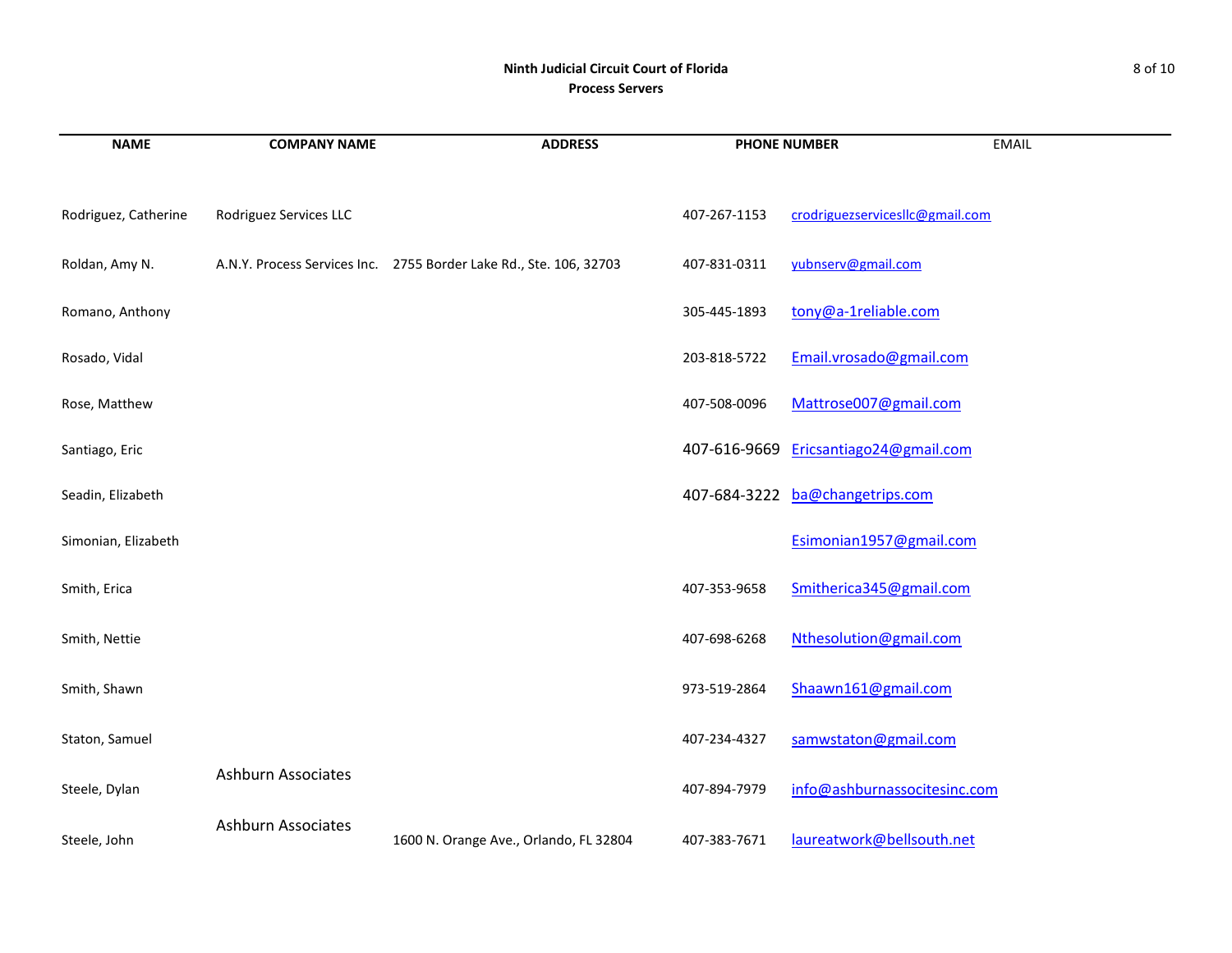**Ninth Judicial Circuit Court of Florida**
**Process Servers**

| NAME | COMPANY NAME | ADDRESS | PHONE NUMBER | EMAIL |
|---|---|---|---|---|
| Rodriguez, Catherine | Rodriguez Services LLC | | 407-267-1153 | crodriguezservicesllc@gmail.com |
| Roldan, Amy N. | A.N.Y. Process Services Inc. | 2755 Border Lake Rd., Ste. 106, 32703 | 407-831-0311 | yubnserv@gmail.com |
| Romano, Anthony | | | 305-445-1893 | tony@a-1reliable.com |
| Rosado, Vidal | | | 203-818-5722 | Email.vrosado@gmail.com |
| Rose, Matthew | | | 407-508-0096 | Mattrose007@gmail.com |
| Santiago, Eric | | | 407-616-9669 | Ericsantiago24@gmail.com |
| Seadin, Elizabeth | | | 407-684-3222 | ba@changetrips.com |
| Simonian, Elizabeth | | | | Esimonian1957@gmail.com |
| Smith, Erica | | | 407-353-9658 | Smitherica345@gmail.com |
| Smith, Nettie | | | 407-698-6268 | Nthesolution@gmail.com |
| Smith, Shawn | | | 973-519-2864 | Shaawn161@gmail.com |
| Staton, Samuel | | | 407-234-4327 | samwstaton@gmail.com |
| Steele, Dylan | Ashburn Associates | | 407-894-7979 | info@ashburnassocitesinc.com |
| Steele, John | Ashburn Associates | 1600 N. Orange Ave., Orlando, FL 32804 | 407-383-7671 | laureatwork@bellsouth.net |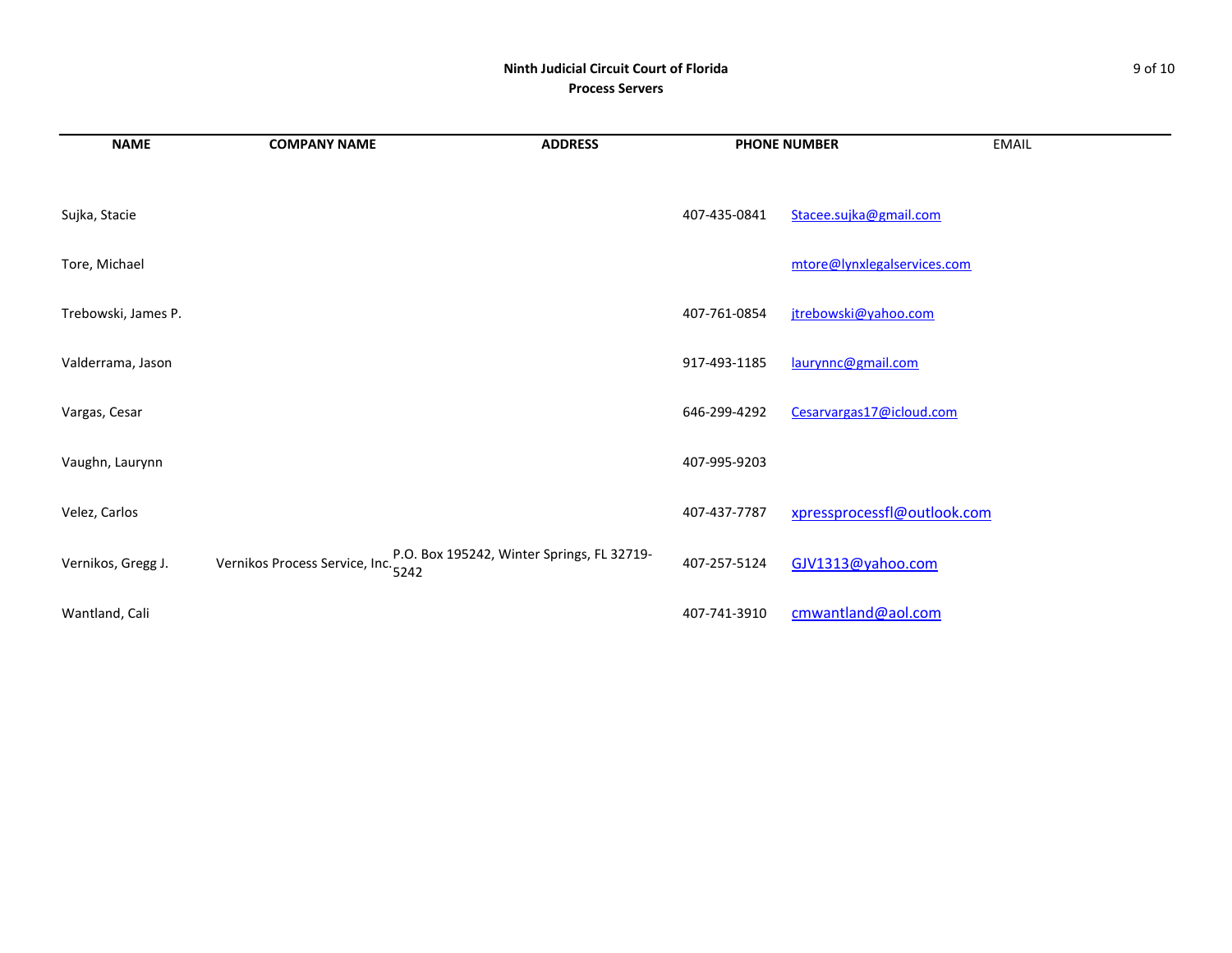**Ninth Judicial Circuit Court of Florida**
**Process Servers**

| NAME | COMPANY NAME | ADDRESS | PHONE NUMBER | EMAIL |
|---|---|---|---|---|
| Sujka, Stacie | | | 407-435-0841 | Stacee.sujka@gmail.com |
| Tore, Michael | | | | mtore@lynxlegalservices.com |
| Trebowski, James P. | | | 407-761-0854 | jtrebowski@yahoo.com |
| Valderrama, Jason | | | 917-493-1185 | laurynnc@gmail.com |
| Vargas, Cesar | | | 646-299-4292 | Cesarvargas17@icloud.com |
| Vaughn, Laurynn | | | 407-995-9203 | |
| Velez, Carlos | | | 407-437-7787 | xpressprocessfl@outlook.com |
| Vernikos, Gregg J. | Vernikos Process Service, Inc. | P.O. Box 195242, Winter Springs, FL 32719-5242 | 407-257-5124 | GJV1313@yahoo.com |
| Wantland, Cali | | | 407-741-3910 | cmwantland@aol.com |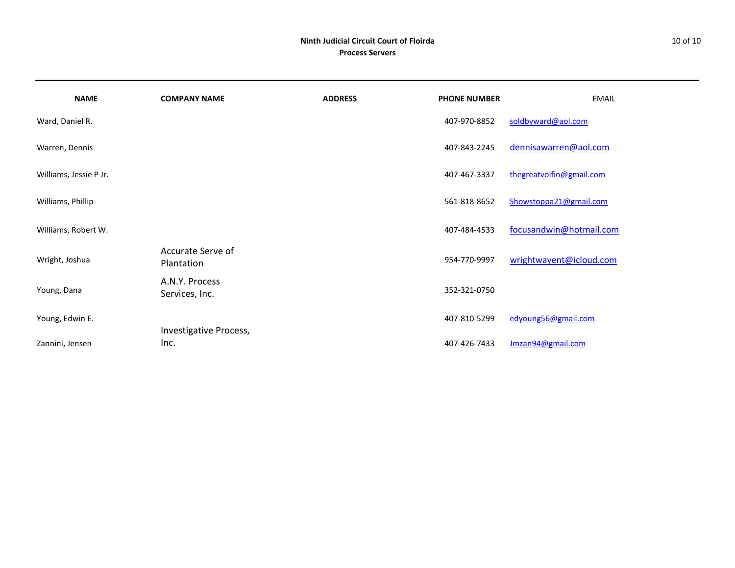**Ninth Judicial Circuit Court of Floirda**
**Process Servers**

| NAME | COMPANY NAME | ADDRESS | PHONE NUMBER | EMAIL |
|---|---|---|---|---|
| Ward, Daniel R. | | | 407-970-8852 | soldbyward@aol.com |
| Warren, Dennis | | | 407-843-2245 | dennisawarren@aol.com |
| Williams, Jessie P Jr. | | | 407-467-3337 | thegreatvolfin@gmail.com |
| Williams, Phillip | | | 561-818-8652 | Showstoppa21@gmail.com |
| Williams, Robert W. | | | 407-484-4533 | focusandwin@hotmail.com |
| Wright, Joshua | Accurate Serve of Plantation | | 954-770-9997 | wrightwayent@icloud.com |
| Young, Dana | A.N.Y. Process Services, Inc. | | 352-321-0750 | |
| Young, Edwin E. | | | 407-810-5299 | edyoung56@gmail.com |
| Zannini, Jensen | Investigative Process, Inc. | | 407-426-7433 | Jmzan94@gmail.com |